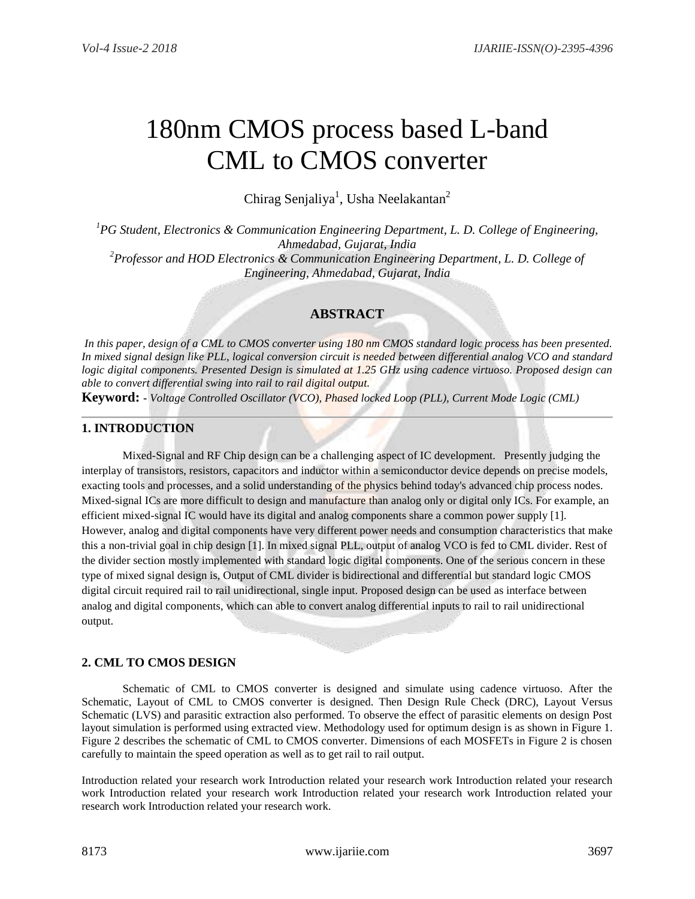# 180nm CMOS process based L-band CML to CMOS converter

Chirag Senjaliya[1], Usha Neelakantan[2]

[1]*PG Student, Electronics & Communication Engineering Department, L. D. College of Engineering, Ahmedabad, Gujarat, India*
[2]*Professor and HOD Electronics & Communication Engineering Department, L. D. College of Engineering, Ahmedabad, Gujarat, India*

## ABSTRACT

*In this paper, design of a CML to CMOS converter using 180 nm CMOS standard logic process has been presented. In mixed signal design like PLL, logical conversion circuit is needed between differential analog VCO and standard logic digital components. Presented Design is simulated at 1.25 GHz using cadence virtuoso. Proposed design can able to convert differential swing into rail to rail digital output.*

**Keyword: -** *Voltage Controlled Oscillator (VCO), Phased locked Loop (PLL), Current Mode Logic (CML)*

---

## 1. INTRODUCTION

Mixed-Signal and RF Chip design can be a challenging aspect of IC development. Presently judging the interplay of transistors, resistors, capacitors and inductor within a semiconductor device depends on precise models, exacting tools and processes, and a solid understanding of the physics behind today's advanced chip process nodes. Mixed-signal ICs are more difficult to design and manufacture than analog only or digital only ICs. For example, an efficient mixed-signal IC would have its digital and analog components share a common power supply [1]. However, analog and digital components have very different power needs and consumption characteristics that make this a non-trivial goal in chip design [1]. In mixed signal PLL, output of analog VCO is fed to CML divider. Rest of the divider section mostly implemented with standard logic digital components. One of the serious concern in these type of mixed signal design is, Output of CML divider is bidirectional and differential but standard logic CMOS digital circuit required rail to rail unidirectional, single input. Proposed design can be used as interface between analog and digital components, which can able to convert analog differential inputs to rail to rail unidirectional output.

## 2. CML TO CMOS DESIGN

Schematic of CML to CMOS converter is designed and simulate using cadence virtuoso. After the Schematic, Layout of CML to CMOS converter is designed. Then Design Rule Check (DRC), Layout Versus Schematic (LVS) and parasitic extraction also performed. To observe the effect of parasitic elements on design Post layout simulation is performed using extracted view. Methodology used for optimum design is as shown in Figure 1. Figure 2 describes the schematic of CML to CMOS converter. Dimensions of each MOSFETs in Figure 2 is chosen carefully to maintain the speed operation as well as to get rail to rail output.

Introduction related your research work Introduction related your research work Introduction related your research work Introduction related your research work Introduction related your research work Introduction related your research work Introduction related your research work.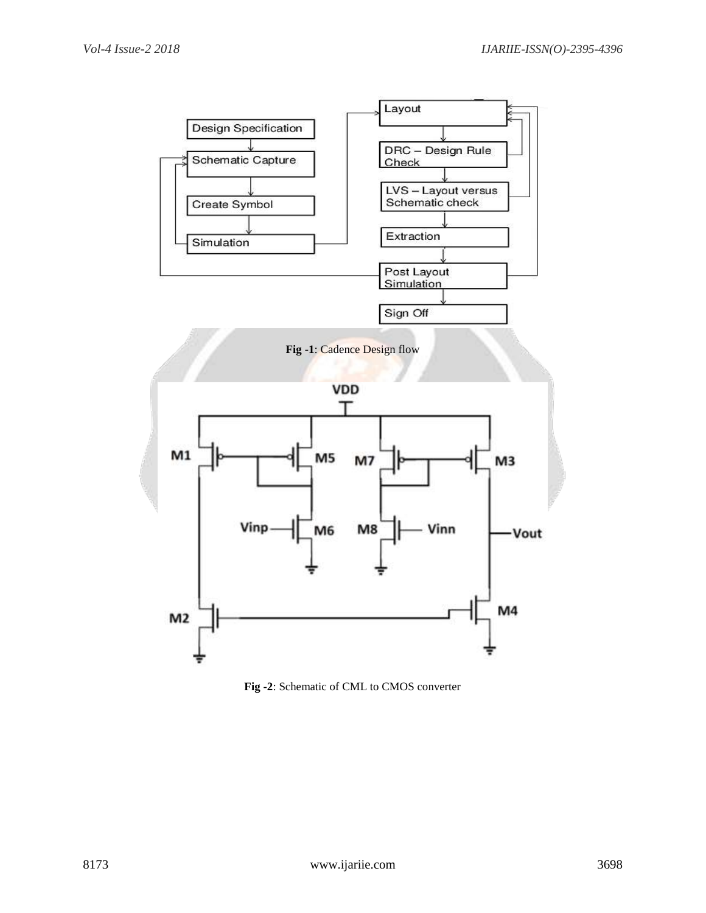Fig -1: Cadence Design flow

Fig -2: Schematic of CML to CMOS converter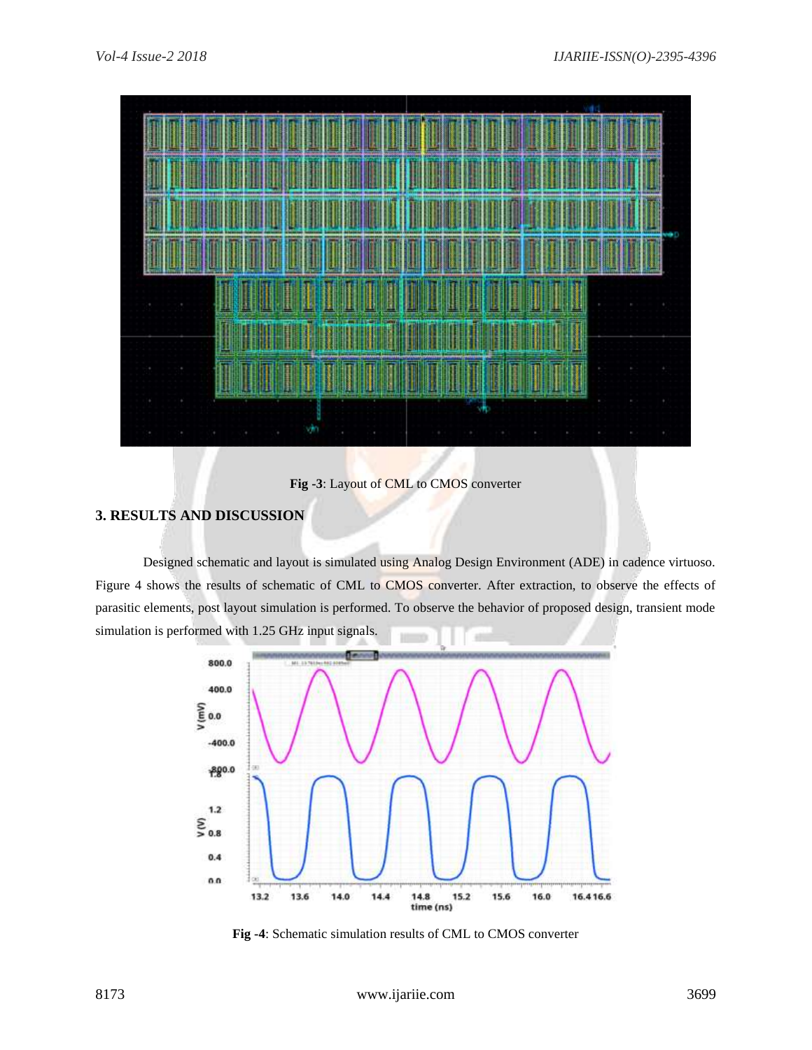**Fig -3**: Layout of CML to CMOS converter

## 3. RESULTS AND DISCUSSION

Designed schematic and layout is simulated using Analog Design Environment (ADE) in cadence virtuoso. Figure 4 shows the results of schematic of CML to CMOS converter. After extraction, to observe the effects of parasitic elements, post layout simulation is performed. To observe the behavior of proposed design, transient mode simulation is performed with 1.25 GHz input signals.

**Fig -4**: Schematic simulation results of CML to CMOS converter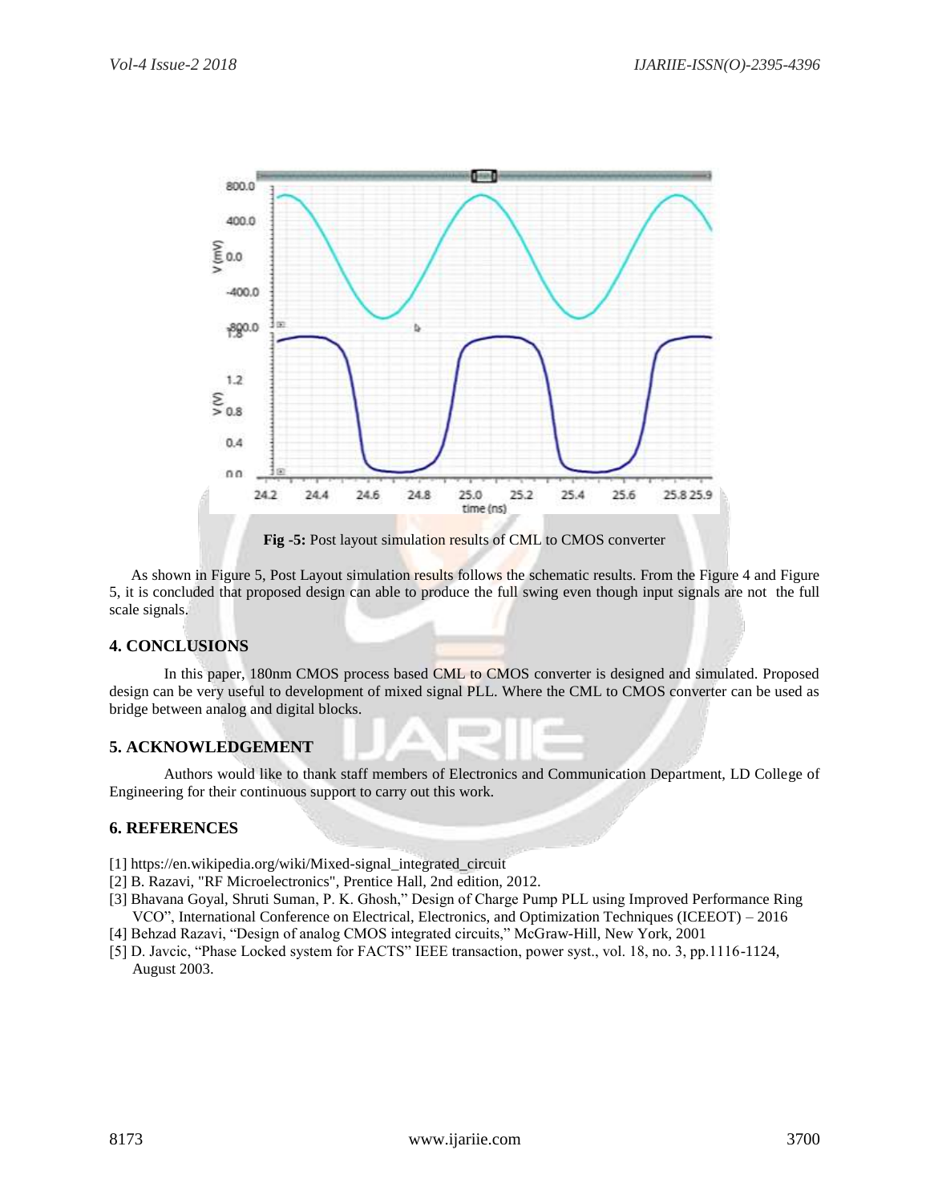800.0
400.0
V (mV) 0.0
-400.0
-800.0
1.8
1.2
V (V) 0.8
0.4
0.0
24.2 24.4 24.6 24.8 25.0 25.2 25.4 25.6 25.8 25.9
time (ns)

**Fig -5:** Post layout simulation results of CML to CMOS converter

As shown in Figure 5, Post Layout simulation results follows the schematic results. From the Figure 4 and Figure 5, it is concluded that proposed design can able to produce the full swing even though input signals are not the full scale signals.

## 4. CONCLUSIONS

In this paper, 180nm CMOS process based CML to CMOS converter is designed and simulated. Proposed design can be very useful to development of mixed signal PLL. Where the CML to CMOS converter can be used as bridge between analog and digital blocks.

## 5. ACKNOWLEDGEMENT

Authors would like to thank staff members of Electronics and Communication Department, LD College of Engineering for their continuous support to carry out this work.

## 6. REFERENCES

[1] https://en.wikipedia.org/wiki/Mixed-signal_integrated_circuit
[2] B. Razavi, "RF Microelectronics", Prentice Hall, 2nd edition, 2012.
[3] Bhavana Goyal, Shruti Suman, P. K. Ghosh," Design of Charge Pump PLL using Improved Performance Ring VCO", International Conference on Electrical, Electronics, and Optimization Techniques (ICEEOT) – 2016
[4] Behzad Razavi, "Design of analog CMOS integrated circuits," McGraw-Hill, New York, 2001
[5] D. Javcic, "Phase Locked system for FACTS" IEEE transaction, power syst., vol. 18, no. 3, pp.1116-1124, August 2003.